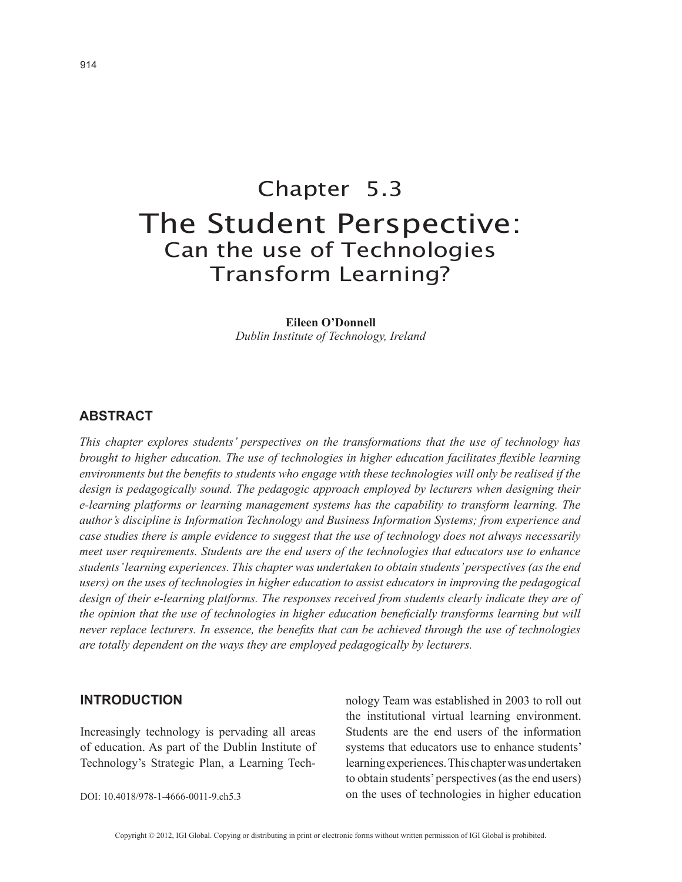# Chapter 5.3
# The Student Perspective:
## Can the use of Technologies Transform Learning?

**Eileen O'Donnell**
*Dublin Institute of Technology, Ireland*

## ABSTRACT

*This chapter explores students' perspectives on the transformations that the use of technology has brought to higher education. The use of technologies in higher education facilitates flexible learning environments but the benefits to students who engage with these technologies will only be realised if the design is pedagogically sound. The pedagogic approach employed by lecturers when designing their e-learning platforms or learning management systems has the capability to transform learning. The author's discipline is Information Technology and Business Information Systems; from experience and case studies there is ample evidence to suggest that the use of technology does not always necessarily meet user requirements. Students are the end users of the technologies that educators use to enhance students' learning experiences. This chapter was undertaken to obtain students' perspectives (as the end users) on the uses of technologies in higher education to assist educators in improving the pedagogical design of their e-learning platforms. The responses received from students clearly indicate they are of the opinion that the use of technologies in higher education beneficially transforms learning but will never replace lecturers. In essence, the benefits that can be achieved through the use of technologies are totally dependent on the ways they are employed pedagogically by lecturers.*

## INTRODUCTION

Increasingly technology is pervading all areas of education. As part of the Dublin Institute of Technology's Strategic Plan, a Learning Technology Team was established in 2003 to roll out the institutional virtual learning environment. Students are the end users of the information systems that educators use to enhance students' learning experiences. This chapter was undertaken to obtain students' perspectives (as the end users) on the uses of technologies in higher education

DOI: 10.4018/978-1-4666-0011-9.ch5.3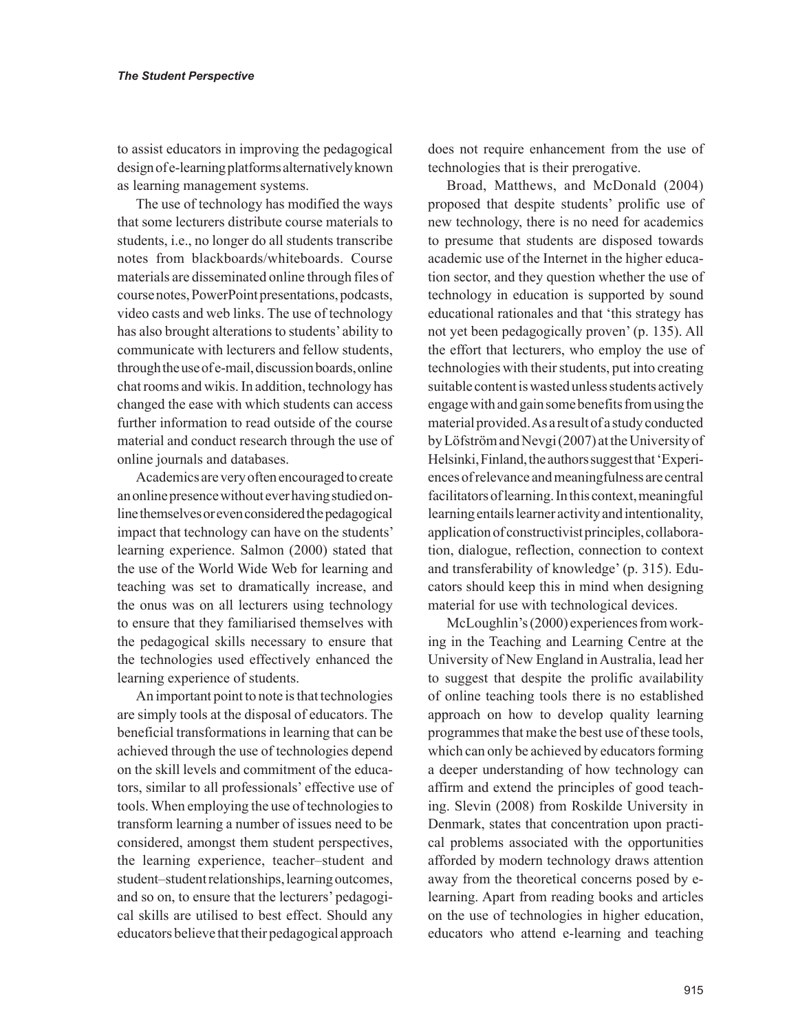to assist educators in improving the pedagogical design of e-learning platforms alternatively known as learning management systems.

The use of technology has modified the ways that some lecturers distribute course materials to students, i.e., no longer do all students transcribe notes from blackboards/whiteboards. Course materials are disseminated online through files of course notes, PowerPoint presentations, podcasts, video casts and web links. The use of technology has also brought alterations to students' ability to communicate with lecturers and fellow students, through the use of e-mail, discussion boards, online chat rooms and wikis. In addition, technology has changed the ease with which students can access further information to read outside of the course material and conduct research through the use of online journals and databases.

Academics are very often encouraged to create an online presence without ever having studied online themselves or even considered the pedagogical impact that technology can have on the students' learning experience. Salmon (2000) stated that the use of the World Wide Web for learning and teaching was set to dramatically increase, and the onus was on all lecturers using technology to ensure that they familiarised themselves with the pedagogical skills necessary to ensure that the technologies used effectively enhanced the learning experience of students.

An important point to note is that technologies are simply tools at the disposal of educators. The beneficial transformations in learning that can be achieved through the use of technologies depend on the skill levels and commitment of the educators, similar to all professionals' effective use of tools. When employing the use of technologies to transform learning a number of issues need to be considered, amongst them student perspectives, the learning experience, teacher–student and student–student relationships, learning outcomes, and so on, to ensure that the lecturers' pedagogical skills are utilised to best effect. Should any educators believe that their pedagogical approach does not require enhancement from the use of technologies that is their prerogative.

Broad, Matthews, and McDonald (2004) proposed that despite students' prolific use of new technology, there is no need for academics to presume that students are disposed towards academic use of the Internet in the higher education sector, and they question whether the use of technology in education is supported by sound educational rationales and that 'this strategy has not yet been pedagogically proven' (p. 135). All the effort that lecturers, who employ the use of technologies with their students, put into creating suitable content is wasted unless students actively engage with and gain some benefits from using the material provided. As a result of a study conducted by Löfström and Nevgi (2007) at the University of Helsinki, Finland, the authors suggest that 'Experiences of relevance and meaningfulness are central facilitators of learning. In this context, meaningful learning entails learner activity and intentionality, application of constructivist principles, collaboration, dialogue, reflection, connection to context and transferability of knowledge' (p. 315). Educators should keep this in mind when designing material for use with technological devices.

McLoughlin's (2000) experiences from working in the Teaching and Learning Centre at the University of New England in Australia, lead her to suggest that despite the prolific availability of online teaching tools there is no established approach on how to develop quality learning programmes that make the best use of these tools, which can only be achieved by educators forming a deeper understanding of how technology can affirm and extend the principles of good teaching. Slevin (2008) from Roskilde University in Denmark, states that concentration upon practical problems associated with the opportunities afforded by modern technology draws attention away from the theoretical concerns posed by e-learning. Apart from reading books and articles on the use of technologies in higher education, educators who attend e-learning and teaching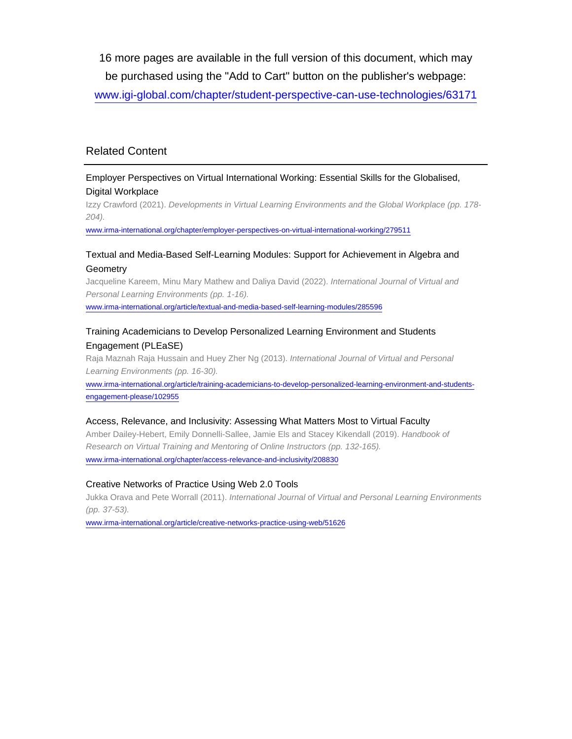16 more pages are available in the full version of this document, which may be purchased using the "Add to Cart" button on the publisher's webpage:
www.igi-global.com/chapter/student-perspective-can-use-technologies/63171

## Related Content

**Employer Perspectives on Virtual International Working: Essential Skills for the Globalised, Digital Workplace**
Izzy Crawford (2021). *Developments in Virtual Learning Environments and the Global Workplace (pp. 178-204).*
www.irma-international.org/chapter/employer-perspectives-on-virtual-international-working/279511

**Textual and Media-Based Self-Learning Modules: Support for Achievement in Algebra and Geometry**
Jacqueline Kareem, Minu Mary Mathew and Daliya David (2022). *International Journal of Virtual and Personal Learning Environments (pp. 1-16).*
www.irma-international.org/article/textual-and-media-based-self-learning-modules/285596

**Training Academicians to Develop Personalized Learning Environment and Students Engagement (PLEaSE)**
Raja Maznah Raja Hussain and Huey Zher Ng (2013). *International Journal of Virtual and Personal Learning Environments (pp. 16-30).*
www.irma-international.org/article/training-academicians-to-develop-personalized-learning-environment-and-students-engagement-please/102955

**Access, Relevance, and Inclusivity: Assessing What Matters Most to Virtual Faculty**
Amber Dailey-Hebert, Emily Donnelli-Sallee, Jamie Els and Stacey Kikendall (2019). *Handbook of Research on Virtual Training and Mentoring of Online Instructors (pp. 132-165).*
www.irma-international.org/chapter/access-relevance-and-inclusivity/208830

**Creative Networks of Practice Using Web 2.0 Tools**
Jukka Orava and Pete Worrall (2011). *International Journal of Virtual and Personal Learning Environments (pp. 37-53).*
www.irma-international.org/article/creative-networks-practice-using-web/51626